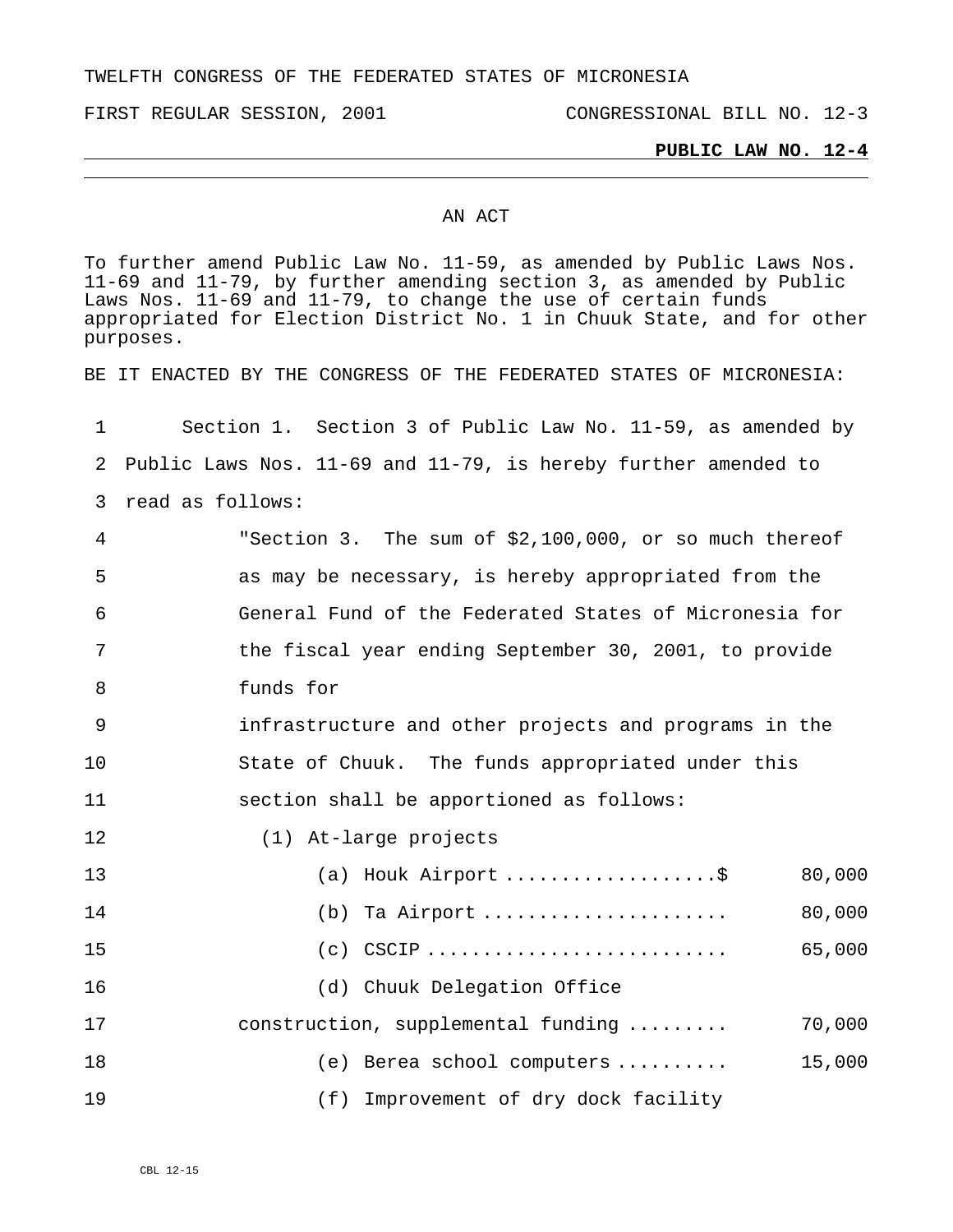TWELFTH CONGRESS OF THE FEDERATED STATES OF MICRONESIA

FIRST REGULAR SESSION, 2001 CONGRESSIONAL BILL NO. 12-3

**PUBLIC LAW NO. 12-4**

AN ACT

To further amend Public Law No. 11-59, as amended by Public Laws Nos. 11-69 and 11-79, by further amending section 3, as amended by Public Laws Nos. 11-69 and 11-79, to change the use of certain funds appropriated for Election District No. 1 in Chuuk State, and for other purposes.

BE IT ENACTED BY THE CONGRESS OF THE FEDERATED STATES OF MICRONESIA:

Section 1. Section 3 of Public Law No. 11-59, as amended by Public Laws Nos. 11-69 and 11-79, is hereby further amended to read as follows:

"Section 3. The sum of $2,100,000, or so much thereof as may be necessary, is hereby appropriated from the General Fund of the Federated States of Micronesia for the fiscal year ending September 30, 2001, to provide funds for infrastructure and other projects and programs in the State of Chuuk. The funds appropriated under this section shall be apportioned as follows:

(1) At-large projects

| | |
|---|---|
| (a) Houk Airport ..................$ | 80,000 |
| (b) Ta Airport ...................... | 80,000 |
| (c) CSCIP ........................... | 65,000 |
| (d) Chuuk Delegation Office construction, supplemental funding ......... | 70,000 |
| (e) Berea school computers .......... | 15,000 |
| (f) Improvement of dry dock facility | |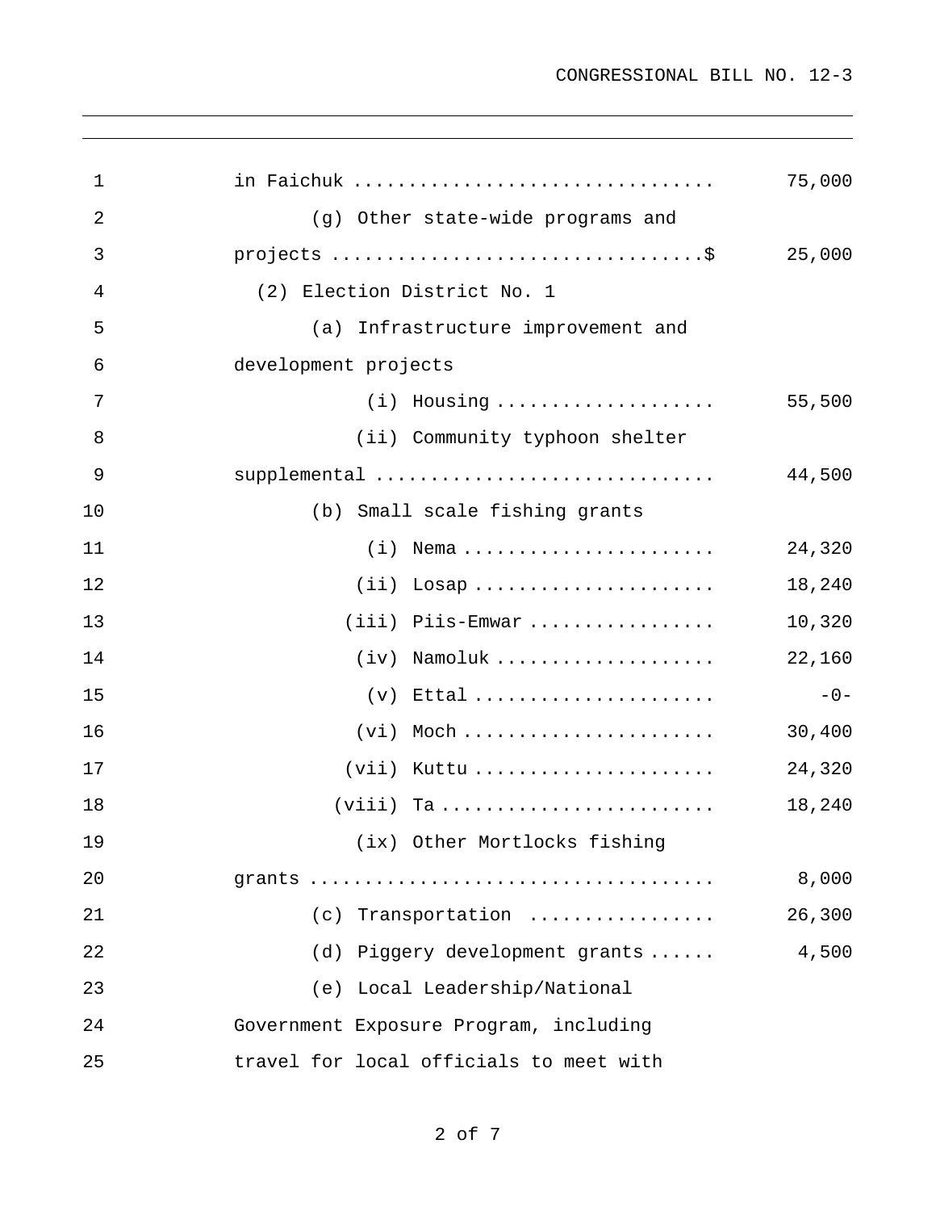in Faichuk ................................ 75,000

(g) Other state-wide programs and projects ................................$ 25,000

(2) Election District No. 1

(a) Infrastructure improvement and development projects

(i) Housing .................... 55,500

(ii) Community typhoon shelter supplemental .............................. 44,500

(b) Small scale fishing grants

(i) Nema ....................... 24,320

(ii) Losap ...................... 18,240

(iii) Piis-Emwar ................ 10,320

(iv) Namoluk .................... 22,160

(v) Ettal ...................... -0-

(vi) Moch ....................... 30,400

(vii) Kuttu ...................... 24,320

(viii) Ta ......................... 18,240

(ix) Other Mortlocks fishing grants .................................... 8,000

(c) Transportation ................ 26,300

(d) Piggery development grants ...... 4,500

(e) Local Leadership/National Government Exposure Program, including travel for local officials to meet with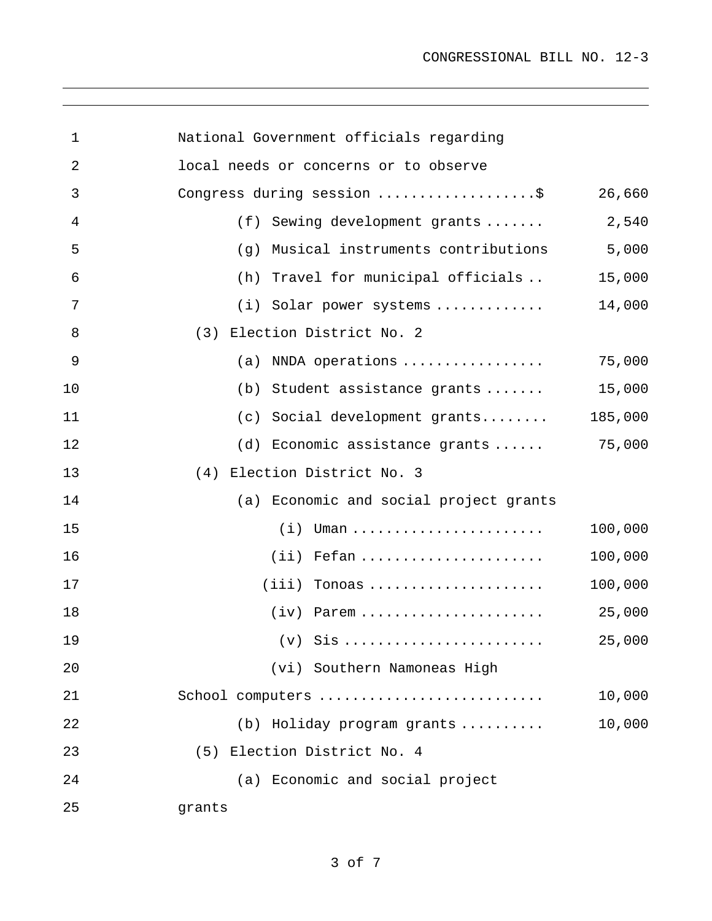National Government officials regarding local needs or concerns or to observe Congress during session ..................$ 26,660

(f) Sewing development grants ....... 2,540

(g) Musical instruments contributions 5,000

(h) Travel for municipal officials .. 15,000

(i) Solar power systems ............ 14,000

(3) Election District No. 2

(a) NNDA operations ................ 75,000

(b) Student assistance grants ....... 15,000

(c) Social development grants........ 185,000

(d) Economic assistance grants ...... 75,000

(4) Election District No. 3

(a) Economic and social project grants

(i) Uman ....................... 100,000

(ii) Fefan ...................... 100,000

(iii) Tonoas ..................... 100,000

(iv) Parem ...................... 25,000

(v) Sis ........................ 25,000

(vi) Southern Namoneas High School computers .......................... 10,000

(b) Holiday program grants .......... 10,000

(5) Election District No. 4

(a) Economic and social project grants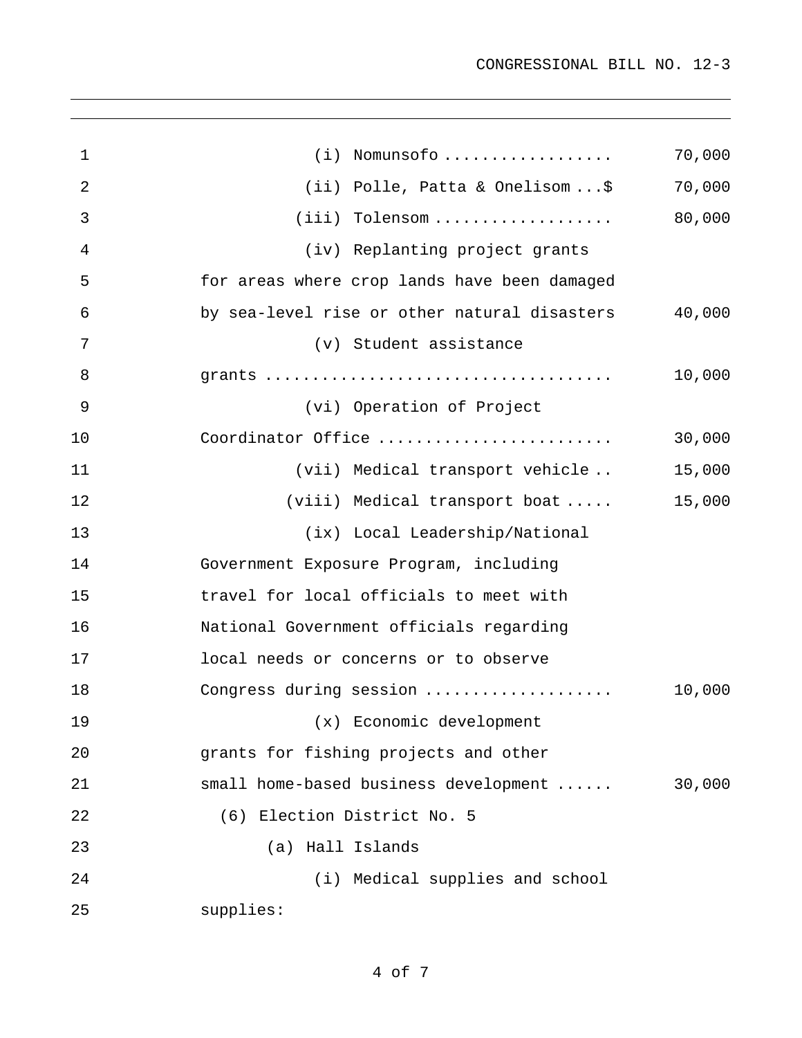(i) Nomunsofo .................. 70,000

(ii) Polle, Patta & Onelisom ...$ 70,000

(iii) Tolensom ................... 80,000

(iv) Replanting project grants for areas where crop lands have been damaged by sea-level rise or other natural disasters 40,000

(v) Student assistance grants ..................................... 10,000

(vi) Operation of Project Coordinator Office ......................... 30,000

(vii) Medical transport vehicle .. 15,000

(viii) Medical transport boat ..... 15,000

(ix) Local Leadership/National Government Exposure Program, including travel for local officials to meet with National Government officials regarding local needs or concerns or to observe Congress during session .................... 10,000

(x) Economic development grants for fishing projects and other small home-based business development ...... 30,000

(6) Election District No. 5

(a) Hall Islands

(i) Medical supplies and school supplies: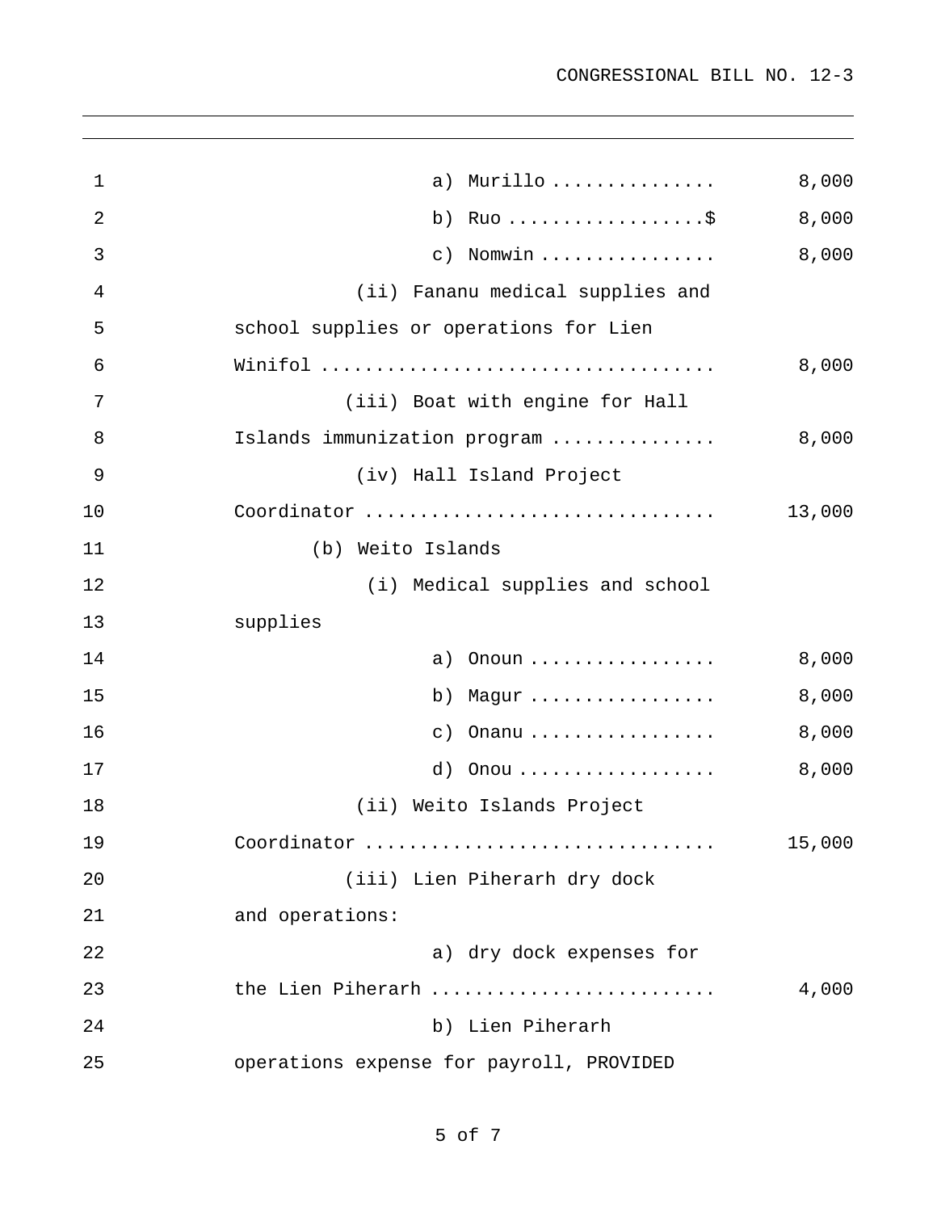a) Murillo ............... 8,000

b) Ruo ..................$ 8,000

c) Nomwin ................ 8,000

(ii) Fananu medical supplies and school supplies or operations for Lien Winifol ................................... 8,000

(iii) Boat with engine for Hall Islands immunization program ............... 8,000

(iv) Hall Island Project Coordinator ................................ 13,000

(b) Weito Islands

(i) Medical supplies and school supplies

a) Onoun ................. 8,000

b) Magur ................. 8,000

c) Onanu ................. 8,000

d) Onou .................. 8,000

(ii) Weito Islands Project Coordinator ................................ 15,000

(iii) Lien Piherarh dry dock and operations:

a) dry dock expenses for the Lien Piherarh .......................... 4,000

b) Lien Piherarh operations expense for payroll, PROVIDED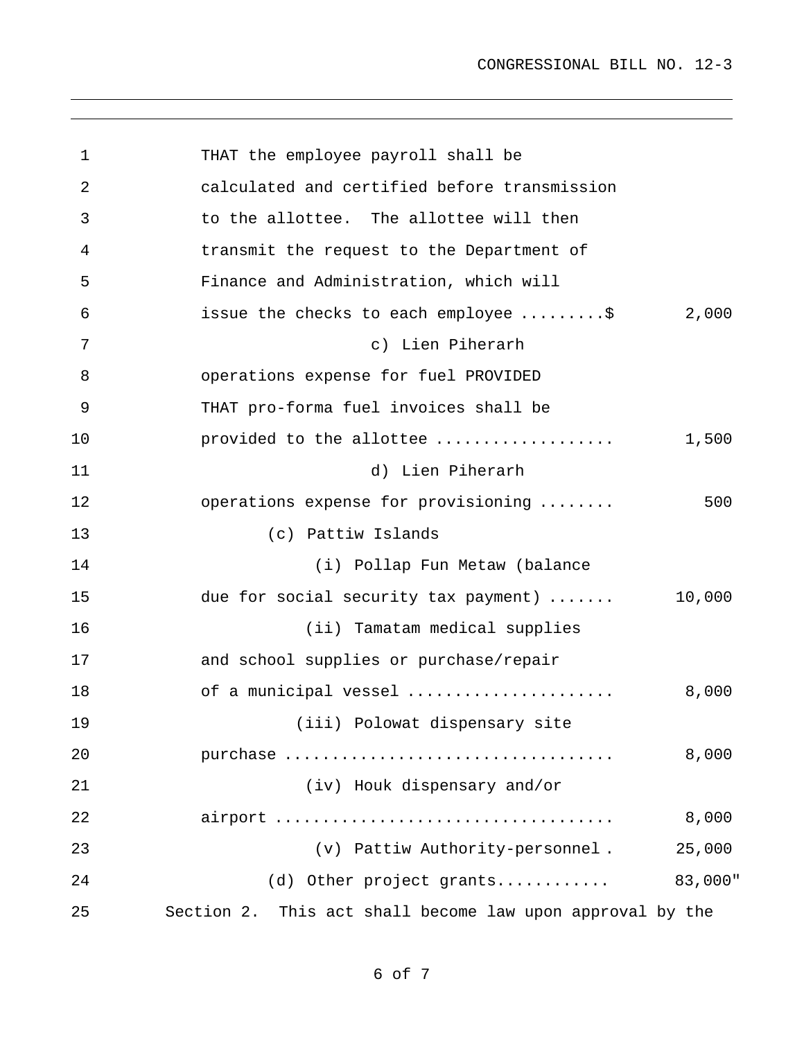THAT the employee payroll shall be calculated and certified before transmission to the allottee. The allottee will then transmit the request to the Department of Finance and Administration, which will issue the checks to each employee .........$ 2,000

c) Lien Piherarh operations expense for fuel PROVIDED THAT pro-forma fuel invoices shall be provided to the allottee .................. 1,500

d) Lien Piherarh operations expense for provisioning ........ 500

(c) Pattiw Islands

(i) Pollap Fun Metaw (balance due for social security tax payment) ....... 10,000

(ii) Tamatam medical supplies and school supplies or purchase/repair of a municipal vessel ..................... 8,000

(iii) Polowat dispensary site purchase .................................. 8,000

(iv) Houk dispensary and/or airport .................................. 8,000

(v) Pattiw Authority-personnel . 25,000

(d) Other project grants............ 83,000"

Section 2. This act shall become law upon approval by the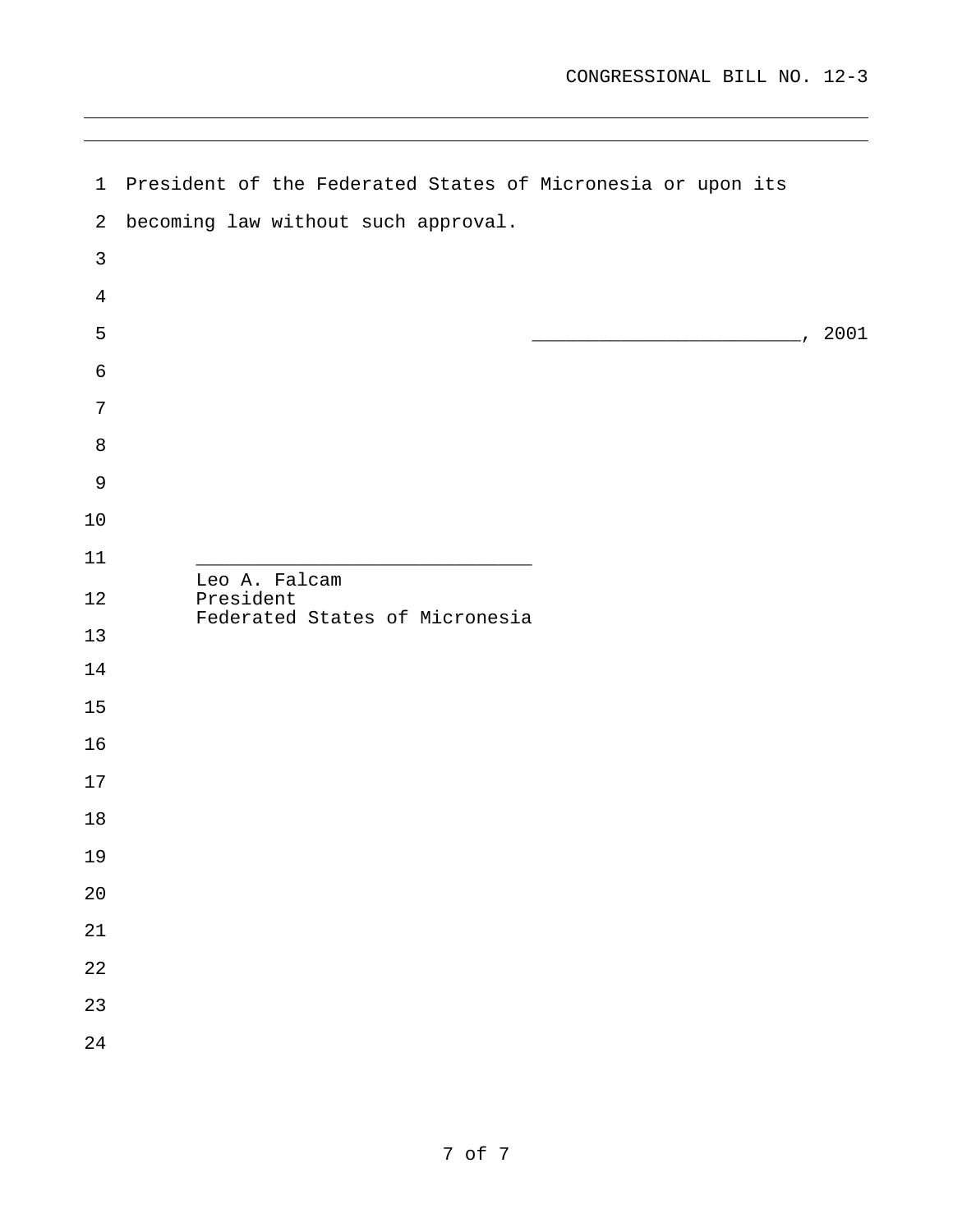President of the Federated States of Micronesia or upon its becoming law without such approval.

________________________, 2001

______________________________
Leo A. Falcam
President
Federated States of Micronesia